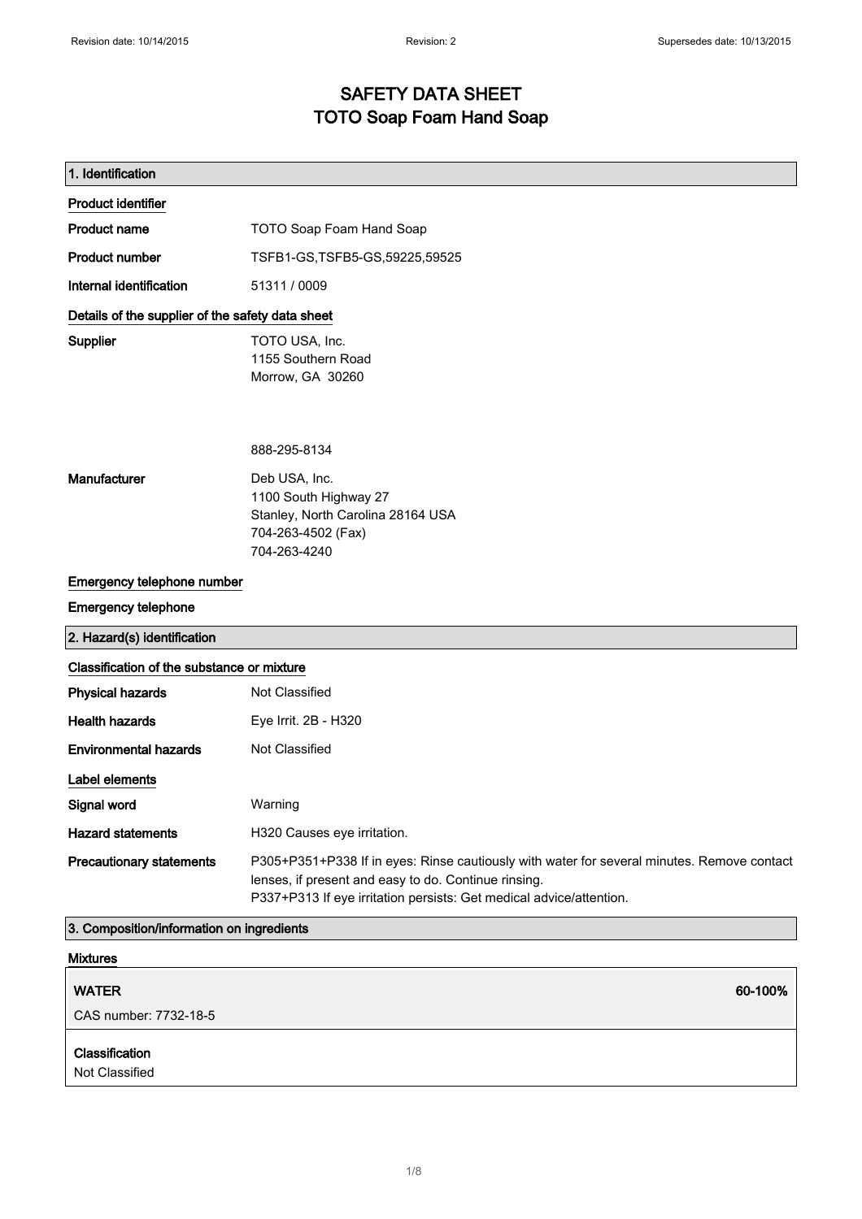# SAFETY DATA SHEET
# TOTO Soap Foam Hand Soap

## 1. Identification

### Product identifier

**Product name** TOTO Soap Foam Hand Soap

**Product number** TSFB1-GS,TSFB5-GS,59225,59525

**Internal identification** 51311 / 0009

### Details of the supplier of the safety data sheet

**Supplier**
TOTO USA, Inc.
1155 Southern Road
Morrow, GA 30260

888-295-8134

**Manufacturer**
Deb USA, Inc.
1100 South Highway 27
Stanley, North Carolina 28164 USA
704-263-4502 (Fax)
704-263-4240

### Emergency telephone number

**Emergency telephone**

## 2. Hazard(s) identification

### Classification of the substance or mixture

**Physical hazards** Not Classified

**Health hazards** Eye Irrit. 2B - H320

**Environmental hazards** Not Classified

### Label elements

**Signal word** Warning

**Hazard statements** H320 Causes eye irritation.

**Precautionary statements** P305+P351+P338 If in eyes: Rinse cautiously with water for several minutes. Remove contact lenses, if present and easy to do. Continue rinsing.
P337+P313 If eye irritation persists: Get medical advice/attention.

## 3. Composition/information on ingredients

### Mixtures

**WATER** 60-100%

CAS number: 7732-18-5

**Classification**
Not Classified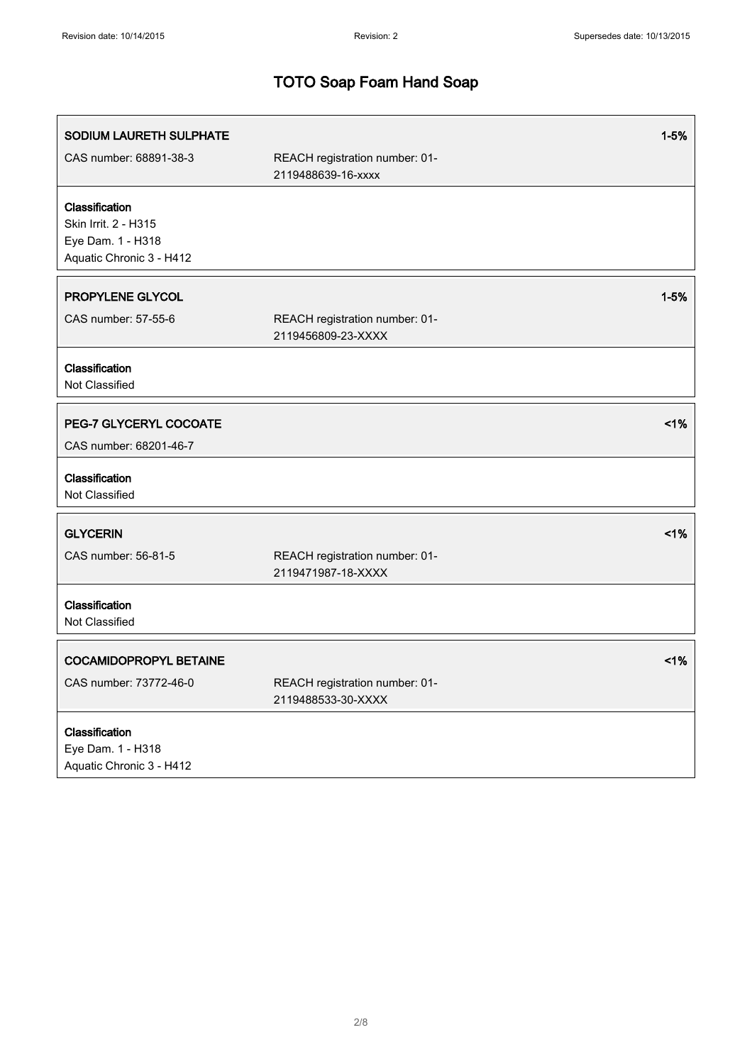# TOTO Soap Foam Hand Soap

**SODIUM LAURETH SULPHATE** 1-5%

CAS number: 68891-38-3 REACH registration number: 01-2119488639-16-xxxx

**Classification**
Skin Irrit. 2 - H315
Eye Dam. 1 - H318
Aquatic Chronic 3 - H412

**PROPYLENE GLYCOL** 1-5%

CAS number: 57-55-6 REACH registration number: 01-2119456809-23-XXXX

**Classification**
Not Classified

**PEG-7 GLYCERYL COCOATE** <1%

CAS number: 68201-46-7

**Classification**
Not Classified

**GLYCERIN** <1%

CAS number: 56-81-5 REACH registration number: 01-2119471987-18-XXXX

**Classification**
Not Classified

**COCAMIDOPROPYL BETAINE** <1%

CAS number: 73772-46-0 REACH registration number: 01-2119488533-30-XXXX

**Classification**
Eye Dam. 1 - H318
Aquatic Chronic 3 - H412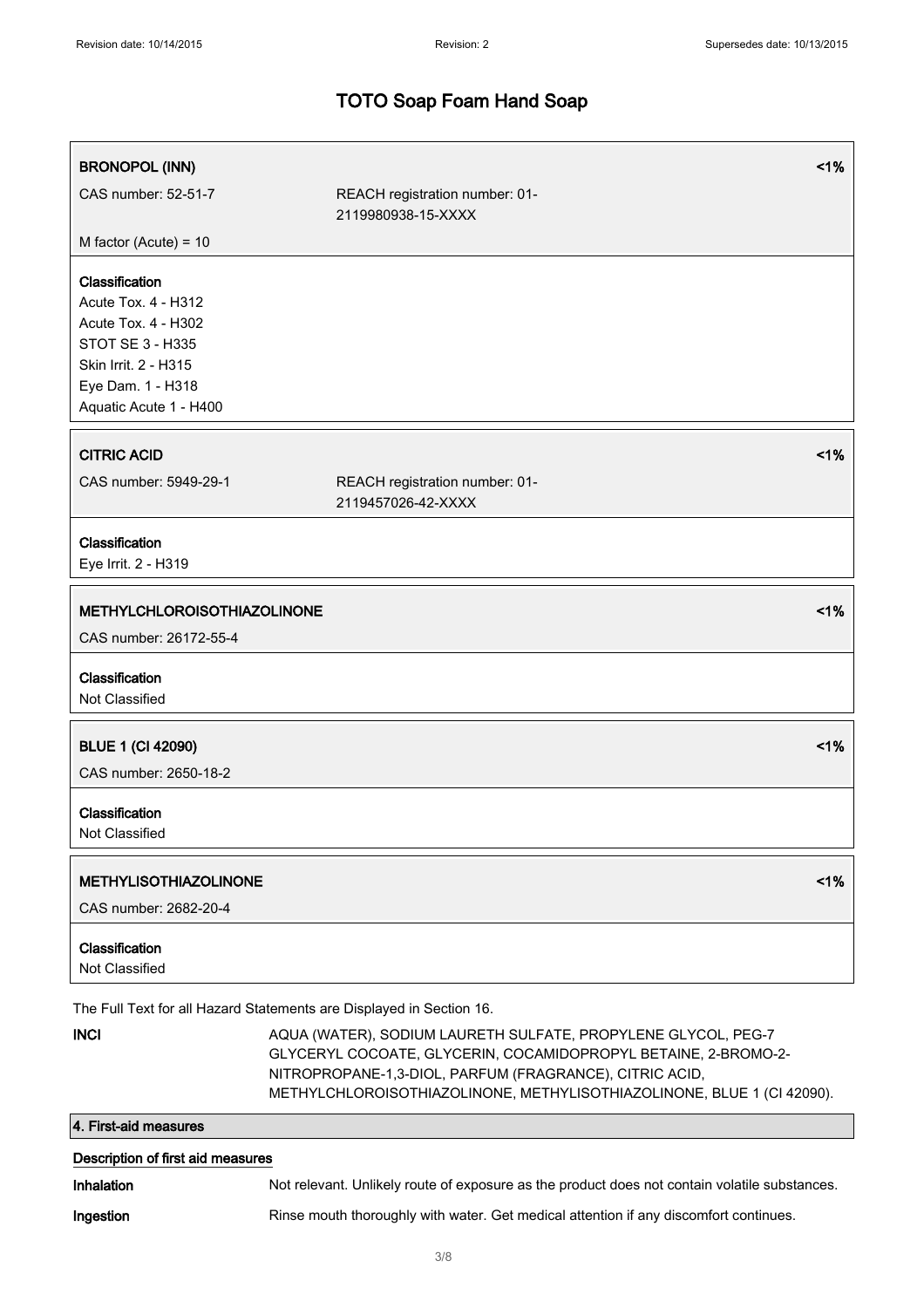| **BRONOPOL (INN)** | | **<1%** |
|---|---|---|
| CAS number: 52-51-7 | REACH registration number: 01-2119980938-15-XXXX | |
| M factor (Acute) = 10 | | |

**Classification**
Acute Tox. 4 - H312
Acute Tox. 4 - H302
STOT SE 3 - H335
Skin Irrit. 2 - H315
Eye Dam. 1 - H318
Aquatic Acute 1 - H400

| **CITRIC ACID** | | **<1%** |
|---|---|---|
| CAS number: 5949-29-1 | REACH registration number: 01-2119457026-42-XXXX | |

**Classification**
Eye Irrit. 2 - H319

| **METHYLCHLOROISOTHIAZOLINONE** | **<1%** |
|---|---|
| CAS number: 26172-55-4 | |

**Classification**
Not Classified

| **BLUE 1 (CI 42090)** | **<1%** |
|---|---|
| CAS number: 2650-18-2 | |

**Classification**
Not Classified

| **METHYLISOTHIAZOLINONE** | **<1%** |
|---|---|
| CAS number: 2682-20-4 | |

**Classification**
Not Classified

The Full Text for all Hazard Statements are Displayed in Section 16.

**INCI** AQUA (WATER), SODIUM LAURETH SULFATE, PROPYLENE GLYCOL, PEG-7 GLYCERYL COCOATE, GLYCERIN, COCAMIDOPROPYL BETAINE, 2-BROMO-2-NITROPROPANE-1,3-DIOL, PARFUM (FRAGRANCE), CITRIC ACID, METHYLCHLOROISOTHIAZOLINONE, METHYLISOTHIAZOLINONE, BLUE 1 (CI 42090).

## 4. First-aid measures

### Description of first aid measures

**Inhalation** Not relevant. Unlikely route of exposure as the product does not contain volatile substances.

**Ingestion** Rinse mouth thoroughly with water. Get medical attention if any discomfort continues.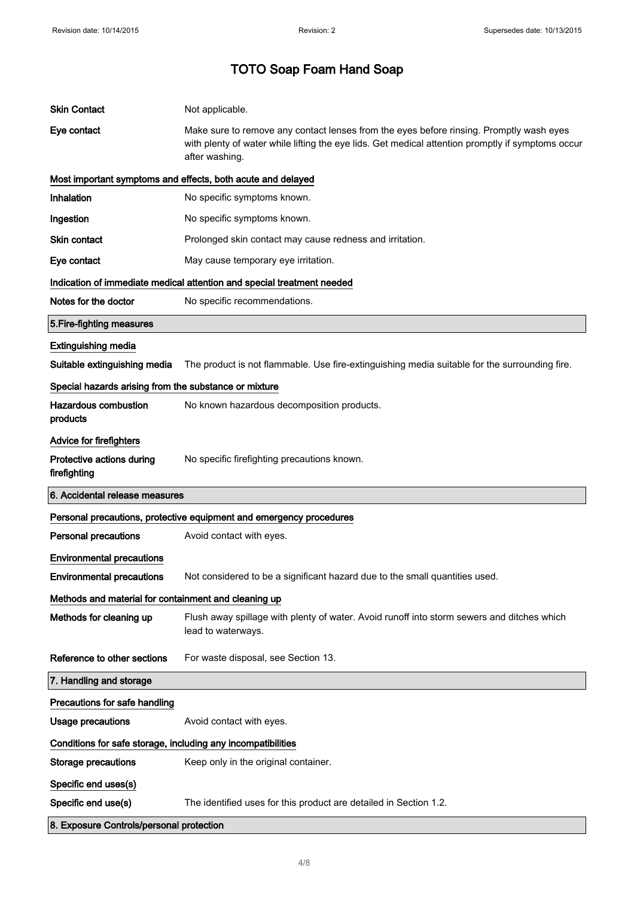# TOTO Soap Foam Hand Soap

| | |
|---|---|
| **Skin Contact** | Not applicable. |
| **Eye contact** | Make sure to remove any contact lenses from the eyes before rinsing. Promptly wash eyes with plenty of water while lifting the eye lids. Get medical attention promptly if symptoms occur after washing. |

**Most important symptoms and effects, both acute and delayed**

| | |
|---|---|
| **Inhalation** | No specific symptoms known. |
| **Ingestion** | No specific symptoms known. |
| **Skin contact** | Prolonged skin contact may cause redness and irritation. |
| **Eye contact** | May cause temporary eye irritation. |

**Indication of immediate medical attention and special treatment needed**

| | |
|---|---|
| **Notes for the doctor** | No specific recommendations. |

## 5.Fire-fighting measures

**Extinguishing media**

| | |
|---|---|
| **Suitable extinguishing media** | The product is not flammable. Use fire-extinguishing media suitable for the surrounding fire. |

**Special hazards arising from the substance or mixture**

| | |
|---|---|
| **Hazardous combustion products** | No known hazardous decomposition products. |

**Advice for firefighters**

| | |
|---|---|
| **Protective actions during firefighting** | No specific firefighting precautions known. |

## 6. Accidental release measures

**Personal precautions, protective equipment and emergency procedures**

| | |
|---|---|
| **Personal precautions** | Avoid contact with eyes. |

**Environmental precautions**

| | |
|---|---|
| **Environmental precautions** | Not considered to be a significant hazard due to the small quantities used. |

**Methods and material for containment and cleaning up**

| | |
|---|---|
| **Methods for cleaning up** | Flush away spillage with plenty of water. Avoid runoff into storm sewers and ditches which lead to waterways. |
| **Reference to other sections** | For waste disposal, see Section 13. |

## 7. Handling and storage

**Precautions for safe handling**

| | |
|---|---|
| **Usage precautions** | Avoid contact with eyes. |

**Conditions for safe storage, including any incompatibilities**

| | |
|---|---|
| **Storage precautions** | Keep only in the original container. |

**Specific end uses(s)**

| | |
|---|---|
| **Specific end use(s)** | The identified uses for this product are detailed in Section 1.2. |

## 8. Exposure Controls/personal protection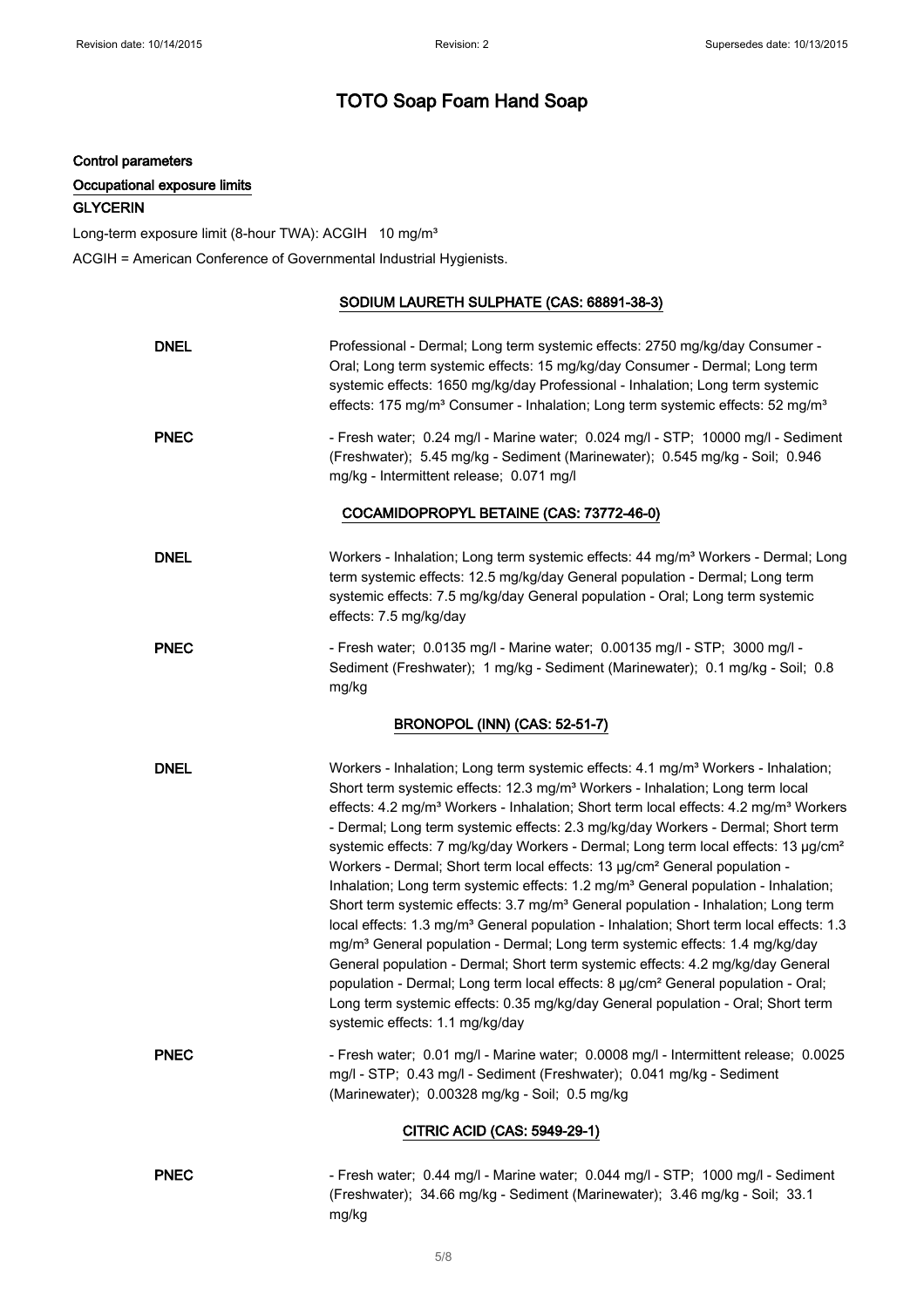# TOTO Soap Foam Hand Soap

**Control parameters**

**Occupational exposure limits**

**GLYCERIN**

Long-term exposure limit (8-hour TWA): ACGIH 10 mg/m³

ACGIH = American Conference of Governmental Industrial Hygienists.

**SODIUM LAURETH SULPHATE (CAS: 68891-38-3)**

| | |
|---|---|
| **DNEL** | Professional - Dermal; Long term systemic effects: 2750 mg/kg/day Consumer - Oral; Long term systemic effects: 15 mg/kg/day Consumer - Dermal; Long term systemic effects: 1650 mg/kg/day Professional - Inhalation; Long term systemic effects: 175 mg/m³ Consumer - Inhalation; Long term systemic effects: 52 mg/m³ |
| **PNEC** | - Fresh water; 0.24 mg/l - Marine water; 0.024 mg/l - STP; 10000 mg/l - Sediment (Freshwater); 5.45 mg/kg - Sediment (Marinewater); 0.545 mg/kg - Soil; 0.946 mg/kg - Intermittent release; 0.071 mg/l |

**COCAMIDOPROPYL BETAINE (CAS: 73772-46-0)**

| | |
|---|---|
| **DNEL** | Workers - Inhalation; Long term systemic effects: 44 mg/m³ Workers - Dermal; Long term systemic effects: 12.5 mg/kg/day General population - Dermal; Long term systemic effects: 7.5 mg/kg/day General population - Oral; Long term systemic effects: 7.5 mg/kg/day |
| **PNEC** | - Fresh water; 0.0135 mg/l - Marine water; 0.00135 mg/l - STP; 3000 mg/l - Sediment (Freshwater); 1 mg/kg - Sediment (Marinewater); 0.1 mg/kg - Soil; 0.8 mg/kg |

**BRONOPOL (INN) (CAS: 52-51-7)**

| | |
|---|---|
| **DNEL** | Workers - Inhalation; Long term systemic effects: 4.1 mg/m³ Workers - Inhalation; Short term systemic effects: 12.3 mg/m³ Workers - Inhalation; Long term local effects: 4.2 mg/m³ Workers - Inhalation; Short term local effects: 4.2 mg/m³ Workers - Dermal; Long term systemic effects: 2.3 mg/kg/day Workers - Dermal; Short term systemic effects: 7 mg/kg/day Workers - Dermal; Long term local effects: 13 µg/cm² Workers - Dermal; Short term local effects: 13 µg/cm² General population - Inhalation; Long term systemic effects: 1.2 mg/m³ General population - Inhalation; Short term systemic effects: 3.7 mg/m³ General population - Inhalation; Long term local effects: 1.3 mg/m³ General population - Inhalation; Short term local effects: 1.3 mg/m³ General population - Dermal; Long term systemic effects: 1.4 mg/kg/day General population - Dermal; Short term systemic effects: 4.2 mg/kg/day General population - Dermal; Long term local effects: 8 µg/cm² General population - Oral; Long term systemic effects: 0.35 mg/kg/day General population - Oral; Short term systemic effects: 1.1 mg/kg/day |
| **PNEC** | - Fresh water; 0.01 mg/l - Marine water; 0.0008 mg/l - Intermittent release; 0.0025 mg/l - STP; 0.43 mg/l - Sediment (Freshwater); 0.041 mg/kg - Sediment (Marinewater); 0.00328 mg/kg - Soil; 0.5 mg/kg |

**CITRIC ACID (CAS: 5949-29-1)**

| | |
|---|---|
| **PNEC** | - Fresh water; 0.44 mg/l - Marine water; 0.044 mg/l - STP; 1000 mg/l - Sediment (Freshwater); 34.66 mg/kg - Sediment (Marinewater); 3.46 mg/kg - Soil; 33.1 mg/kg |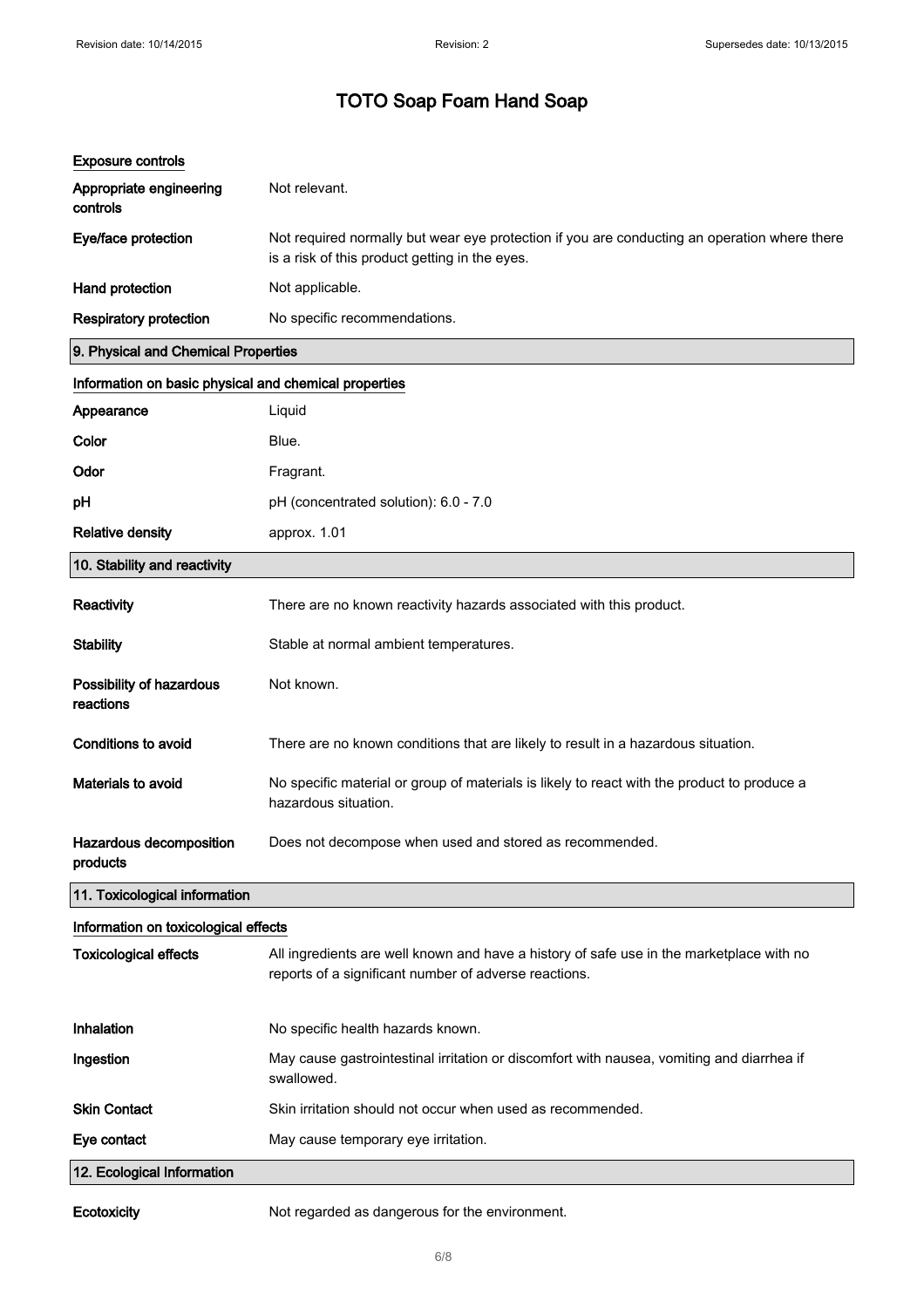# TOTO Soap Foam Hand Soap

### Exposure controls

**Appropriate engineering controls**: Not relevant.

**Eye/face protection**: Not required normally but wear eye protection if you are conducting an operation where there is a risk of this product getting in the eyes.

**Hand protection**: Not applicable.

**Respiratory protection**: No specific recommendations.

## 9. Physical and Chemical Properties

### Information on basic physical and chemical properties

**Appearance**: Liquid

**Color**: Blue.

**Odor**: Fragrant.

**pH**: pH (concentrated solution): 6.0 - 7.0

**Relative density**: approx. 1.01

## 10. Stability and reactivity

**Reactivity**: There are no known reactivity hazards associated with this product.

**Stability**: Stable at normal ambient temperatures.

**Possibility of hazardous reactions**: Not known.

**Conditions to avoid**: There are no known conditions that are likely to result in a hazardous situation.

**Materials to avoid**: No specific material or group of materials is likely to react with the product to produce a hazardous situation.

**Hazardous decomposition products**: Does not decompose when used and stored as recommended.

## 11. Toxicological information

### Information on toxicological effects

**Toxicological effects**: All ingredients are well known and have a history of safe use in the marketplace with no reports of a significant number of adverse reactions.

**Inhalation**: No specific health hazards known.

**Ingestion**: May cause gastrointestinal irritation or discomfort with nausea, vomiting and diarrhea if swallowed.

**Skin Contact**: Skin irritation should not occur when used as recommended.

**Eye contact**: May cause temporary eye irritation.

## 12. Ecological Information

**Ecotoxicity**: Not regarded as dangerous for the environment.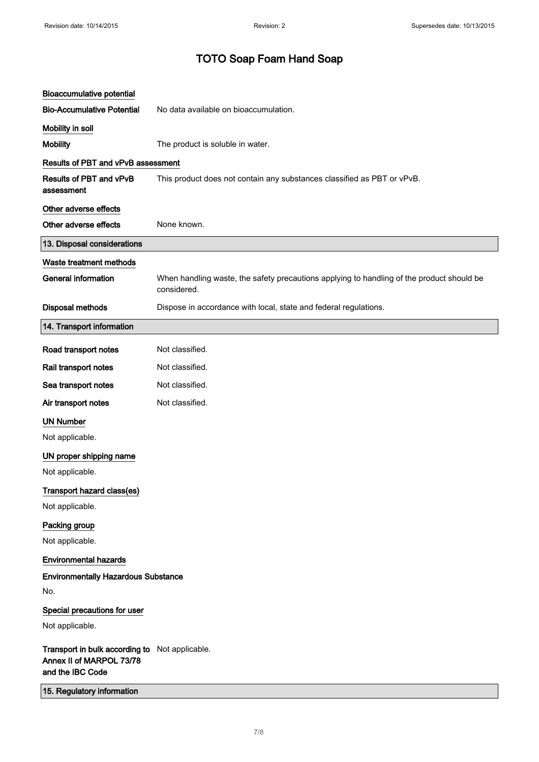# TOTO Soap Foam Hand Soap

### Bioaccumulative potential

**Bio-Accumulative Potential** No data available on bioaccumulation.

### Mobility in soil

**Mobility** The product is soluble in water.

### Results of PBT and vPvB assessment

**Results of PBT and vPvB assessment** This product does not contain any substances classified as PBT or vPvB.

### Other adverse effects

**Other adverse effects** None known.

## 13. Disposal considerations

### Waste treatment methods

**General information** When handling waste, the safety precautions applying to handling of the product should be considered.

**Disposal methods** Dispose in accordance with local, state and federal regulations.

## 14. Transport information

**Road transport notes** Not classified.

**Rail transport notes** Not classified.

**Sea transport notes** Not classified.

**Air transport notes** Not classified.

### UN Number

Not applicable.

### UN proper shipping name

Not applicable.

### Transport hazard class(es)

Not applicable.

### Packing group

Not applicable.

### Environmental hazards

**Environmentally Hazardous Substance**

No.

### Special precautions for user

Not applicable.

**Transport in bulk according to Annex II of MARPOL 73/78 and the IBC Code** Not applicable.

## 15. Regulatory information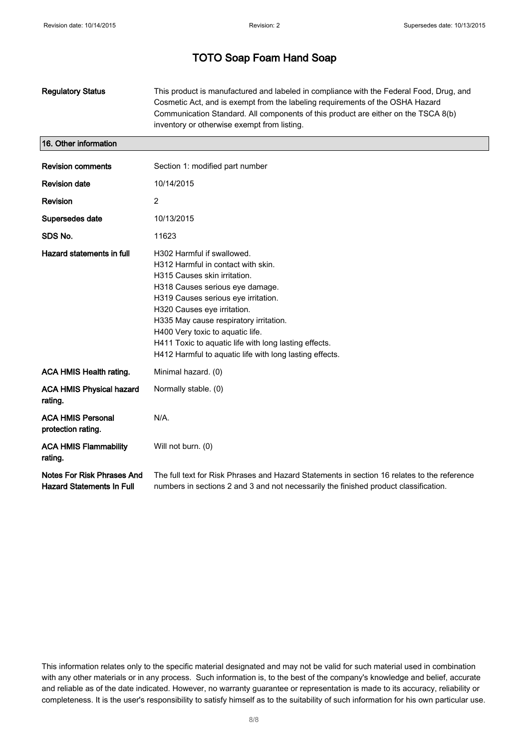# TOTO Soap Foam Hand Soap

| | |
|---|---|
| **Regulatory Status** | This product is manufactured and labeled in compliance with the Federal Food, Drug, and Cosmetic Act, and is exempt from the labeling requirements of the OSHA Hazard Communication Standard. All components of this product are either on the TSCA 8(b) inventory or otherwise exempt from listing. |

## 16. Other information

| | |
|---|---|
| **Revision comments** | Section 1: modified part number |
| **Revision date** | 10/14/2015 |
| **Revision** | 2 |
| **Supersedes date** | 10/13/2015 |
| **SDS No.** | 11623 |
| **Hazard statements in full** | H302 Harmful if swallowed.<br>H312 Harmful in contact with skin.<br>H315 Causes skin irritation.<br>H318 Causes serious eye damage.<br>H319 Causes serious eye irritation.<br>H320 Causes eye irritation.<br>H335 May cause respiratory irritation.<br>H400 Very toxic to aquatic life.<br>H411 Toxic to aquatic life with long lasting effects.<br>H412 Harmful to aquatic life with long lasting effects. |
| **ACA HMIS Health rating.** | Minimal hazard. (0) |
| **ACA HMIS Physical hazard rating.** | Normally stable. (0) |
| **ACA HMIS Personal protection rating.** | N/A. |
| **ACA HMIS Flammability rating.** | Will not burn. (0) |
| **Notes For Risk Phrases And Hazard Statements In Full** | The full text for Risk Phrases and Hazard Statements in section 16 relates to the reference numbers in sections 2 and 3 and not necessarily the finished product classification. |

This information relates only to the specific material designated and may not be valid for such material used in combination with any other materials or in any process. Such information is, to the best of the company's knowledge and belief, accurate and reliable as of the date indicated. However, no warranty guarantee or representation is made to its accuracy, reliability or completeness. It is the user's responsibility to satisfy himself as to the suitability of such information for his own particular use.